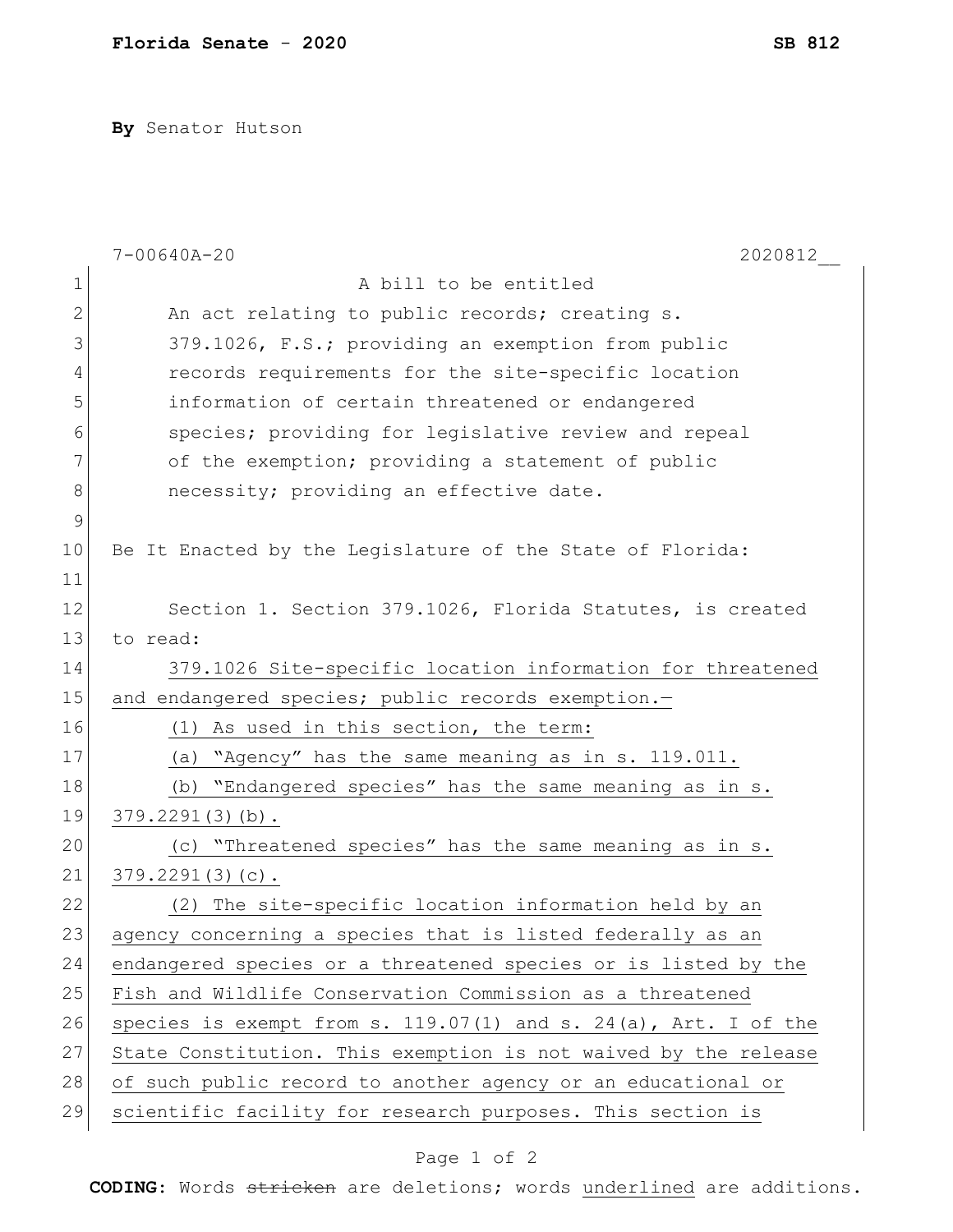**By** Senator Hutson

7-00640A-20 2020812__

A bill to be entitled

An act relating to public records; creating s. 379.1026, F.S.; providing an exemption from public records requirements for the site-specific location information of certain threatened or endangered species; providing for legislative review and repeal of the exemption; providing a statement of public necessity; providing an effective date.

Be It Enacted by the Legislature of the State of Florida:

Section 1. Section 379.1026, Florida Statutes, is created to read:

379.1026 Site-specific location information for threatened and endangered species; public records exemption.—

(1) As used in this section, the term:

(a) "Agency" has the same meaning as in s. 119.011.

(b) "Endangered species" has the same meaning as in s. 379.2291(3)(b).

(c) "Threatened species" has the same meaning as in s. 379.2291(3)(c).

(2) The site-specific location information held by an agency concerning a species that is listed federally as an endangered species or a threatened species or is listed by the Fish and Wildlife Conservation Commission as a threatened species is exempt from s. 119.07(1) and s. 24(a), Art. I of the State Constitution. This exemption is not waived by the release of such public record to another agency or an educational or scientific facility for research purposes. This section is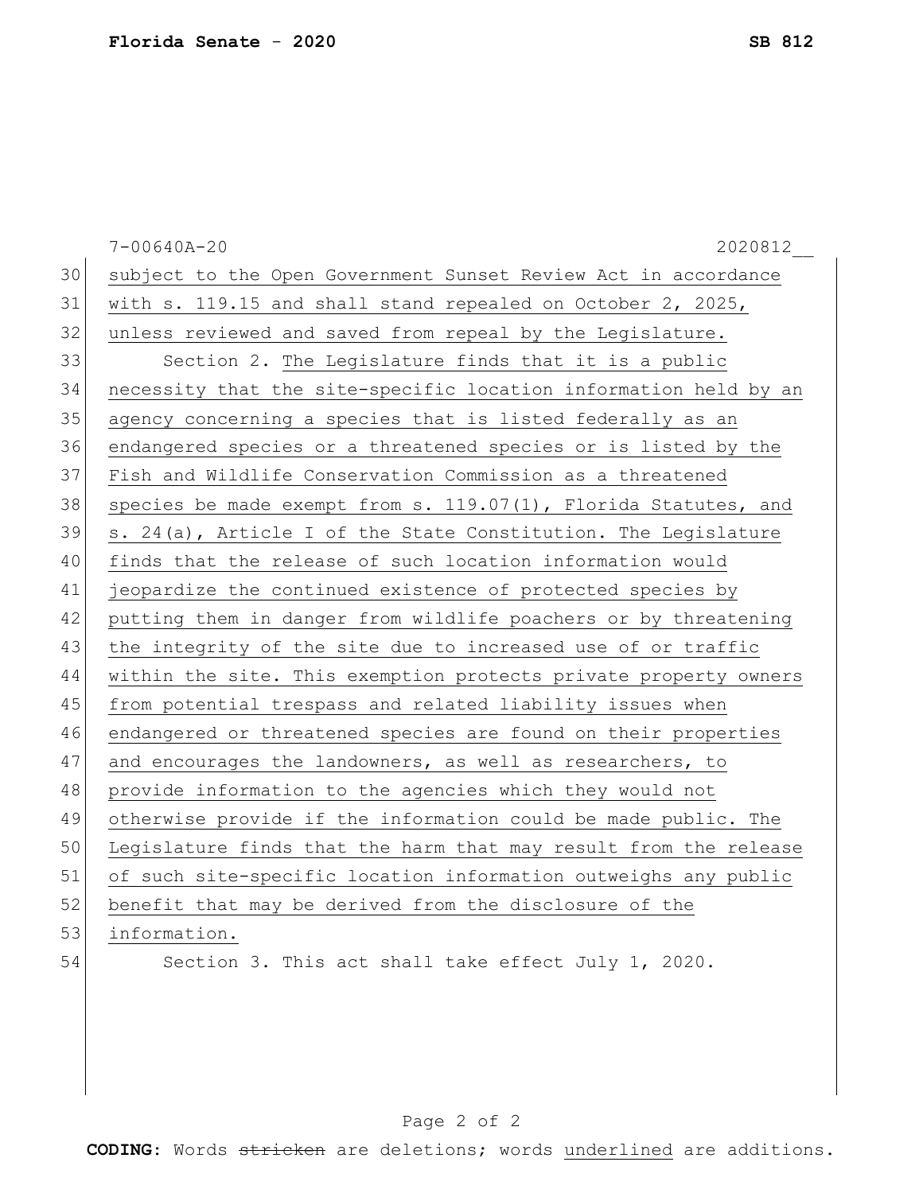subject to the Open Government Sunset Review Act in accordance with s. 119.15 and shall stand repealed on October 2, 2025, unless reviewed and saved from repeal by the Legislature.

Section 2. The Legislature finds that it is a public necessity that the site-specific location information held by an agency concerning a species that is listed federally as an endangered species or a threatened species or is listed by the Fish and Wildlife Conservation Commission as a threatened species be made exempt from s. 119.07(1), Florida Statutes, and s. 24(a), Article I of the State Constitution. The Legislature finds that the release of such location information would jeopardize the continued existence of protected species by putting them in danger from wildlife poachers or by threatening the integrity of the site due to increased use of or traffic within the site. This exemption protects private property owners from potential trespass and related liability issues when endangered or threatened species are found on their properties and encourages the landowners, as well as researchers, to provide information to the agencies which they would not otherwise provide if the information could be made public. The Legislature finds that the harm that may result from the release of such site-specific location information outweighs any public benefit that may be derived from the disclosure of the information.

Section 3. This act shall take effect July 1, 2020.